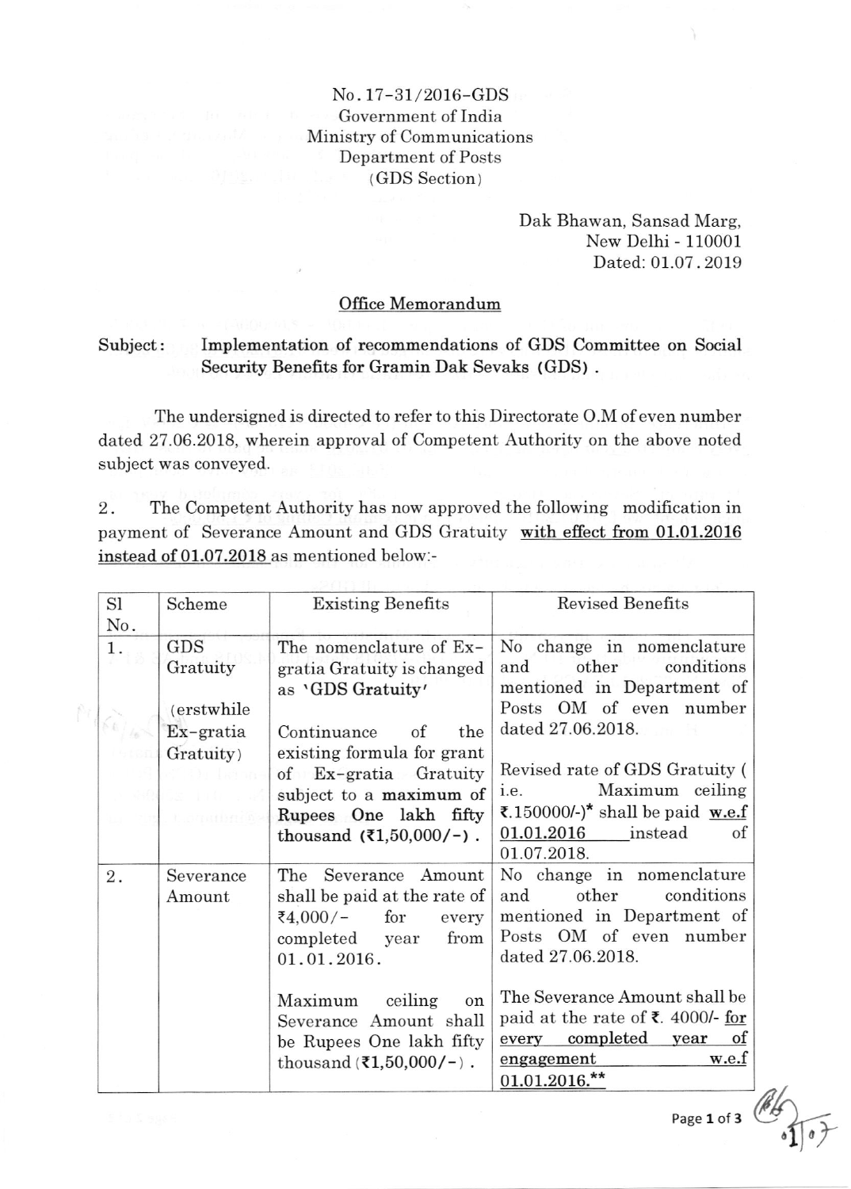No. 17-31/2016-GDS
Government of India
Ministry of Communications
Department of Posts
(GDS Section)

Dak Bhawan, Sansad Marg,
New Delhi - 110001
Dated: 01.07.2019

## Office Memorandum

**Subject: Implementation of recommendations of GDS Committee on Social Security Benefits for Gramin Dak Sevaks (GDS).**

The undersigned is directed to refer to this Directorate O.M of even number dated 27.06.2018, wherein approval of Competent Authority on the above noted subject was conveyed.

2. The Competent Authority has now approved the following modification in payment of Severance Amount and GDS Gratuity <u>with effect from 01.01.2016 instead of 01.07.2018</u> as mentioned below:-

| Sl No. | Scheme | Existing Benefits | Revised Benefits |
|---|---|---|---|
| 1. | GDS Gratuity<br><br>(erstwhile Ex-gratia Gratuity) | The nomenclature of Ex-gratia Gratuity is changed as **'GDS Gratuity'**<br><br>Continuance of the existing formula for grant of Ex-gratia Gratuity subject to a **maximum of Rupees One lakh fifty thousand (₹1,50,000/-)**. | No change in nomenclature and other conditions mentioned in Department of Posts OM of even number dated 27.06.2018.<br><br>Revised rate of GDS Gratuity (i.e. Maximum ceiling ₹.150000/-)* shall be paid <u>w.e.f 01.01.2016</u> instead of 01.07.2018. |
| 2. | Severance Amount | The Severance Amount shall be paid at the rate of ₹4,000/- for every completed year from 01.01.2016.<br><br>Maximum ceiling on Severance Amount shall be Rupees One lakh fifty thousand (₹1,50,000/-). | No change in nomenclature and other conditions mentioned in Department of Posts OM of even number dated 27.06.2018.<br><br>The Severance Amount shall be paid at the rate of ₹. 4000/- <u>for every completed year of engagement w.e.f 01.01.2016.**</u> |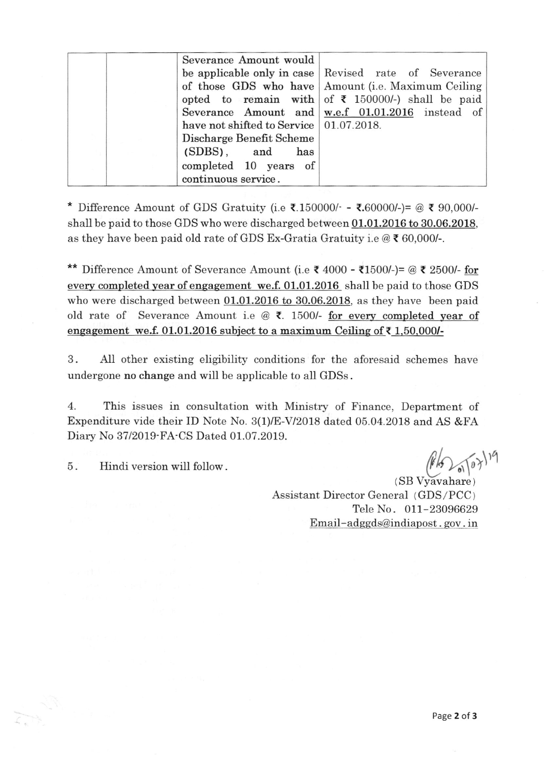| | | | |
|---|---|---|---|
| | | Severance Amount would be applicable only in case of those GDS who have opted to remain with Severance Amount and have not shifted to Service Discharge Benefit Scheme (SDBS), and has completed 10 years of continuous service. | Revised rate of Severance Amount (i.e. Maximum Ceiling of ₹ 150000/-) shall be paid w.e.f 01.01.2016 instead of 01.07.2018. |

* Difference Amount of GDS Gratuity (i.e ₹.150000/- - ₹.60000/-)= @ ₹ 90,000/- shall be paid to those GDS who were discharged between 01.01.2016 to 30.06.2018, as they have been paid old rate of GDS Ex-Gratia Gratuity i.e @ ₹ 60,000/-.

** Difference Amount of Severance Amount (i.e ₹ 4000 - ₹1500/-)= @ ₹ 2500/- for every completed year of engagement we.f. 01.01.2016 shall be paid to those GDS who were discharged between 01.01.2016 to 30.06.2018, as they have been paid old rate of Severance Amount i.e @ ₹. 1500/- for every completed year of engagement we.f. 01.01.2016 subject to a maximum Ceiling of ₹ 1,50,000/-

3. All other existing eligibility conditions for the aforesaid schemes have undergone **no change** and will be applicable to all GDSs.

4. This issues in consultation with Ministry of Finance, Department of Expenditure vide their ID Note No. 3(1)/E-V/2018 dated 05.04.2018 and AS &FA Diary No 37/2019-FA-CS Dated 01.07.2019.

5. Hindi version will follow.

(SB Vyavahare)
Assistant Director General (GDS/PCC)
Tele No. 011-23096629
Email-adggds@indiapost.gov.in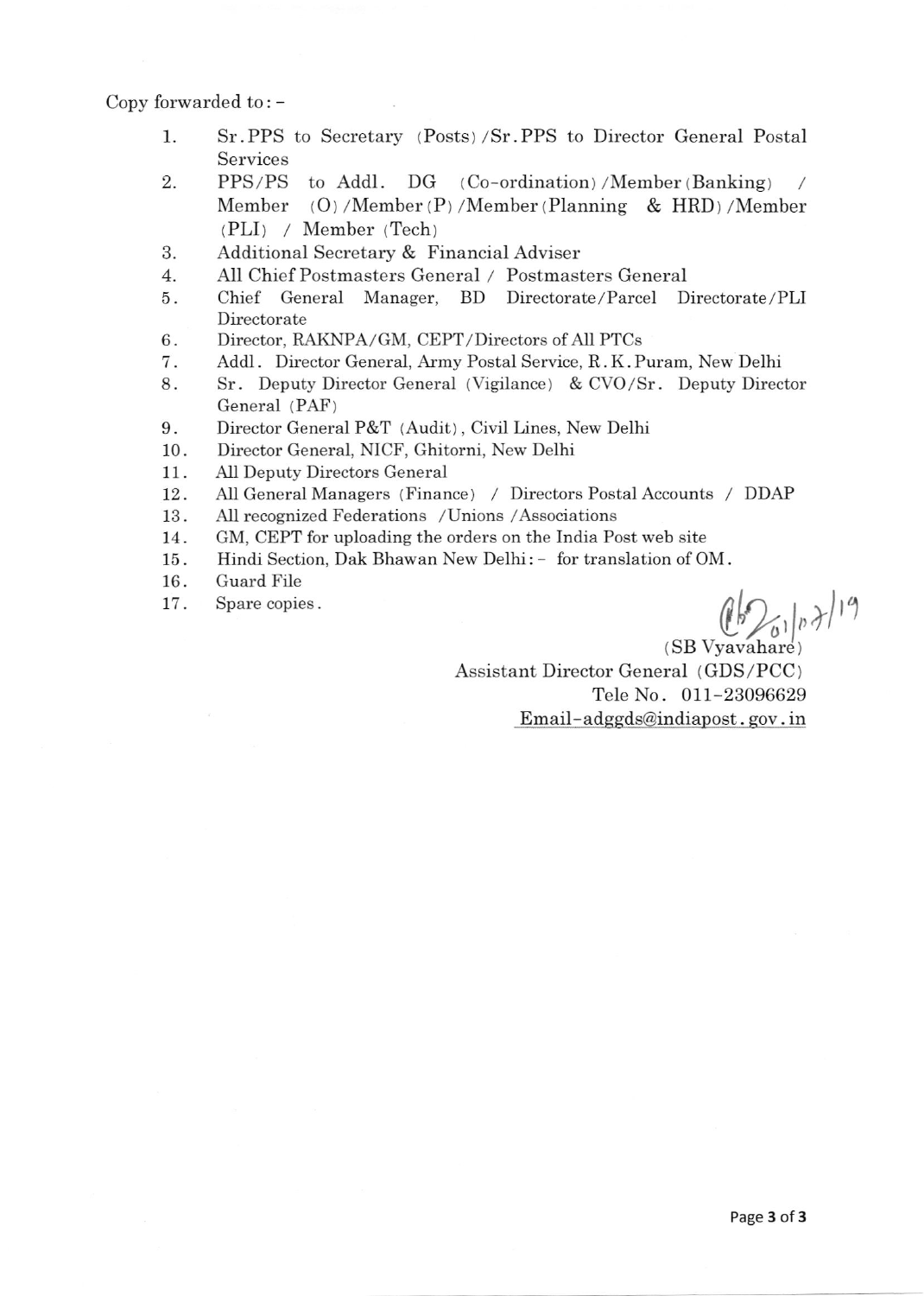Copy forwarded to: -

1. Sr.PPS to Secretary (Posts)/Sr.PPS to Director General Postal Services
2. PPS/PS to Addl. DG (Co-ordination)/Member(Banking) / Member (O)/Member(P)/Member(Planning & HRD)/Member (PLI) / Member (Tech)
3. Additional Secretary & Financial Adviser
4. All Chief Postmasters General / Postmasters General
5. Chief General Manager, BD Directorate/Parcel Directorate/PLI Directorate
6. Director, RAKNPA/GM, CEPT/Directors of All PTCs
7. Addl. Director General, Army Postal Service, R.K.Puram, New Delhi
8. Sr. Deputy Director General (Vigilance) & CVO/Sr. Deputy Director General (PAF)
9. Director General P&T (Audit), Civil Lines, New Delhi
10. Director General, NICF, Ghitorni, New Delhi
11. All Deputy Directors General
12. All General Managers (Finance) / Directors Postal Accounts / DDAP
13. All recognized Federations /Unions /Associations
14. GM, CEPT for uploading the orders on the India Post web site
15. Hindi Section, Dak Bhawan New Delhi: - for translation of OM.
16. Guard File
17. Spare copies.

01/07/19

(SB Vyavahare)
Assistant Director General (GDS/PCC)
Tele No. 011-23096629
Email-adggds@indiapost.gov.in